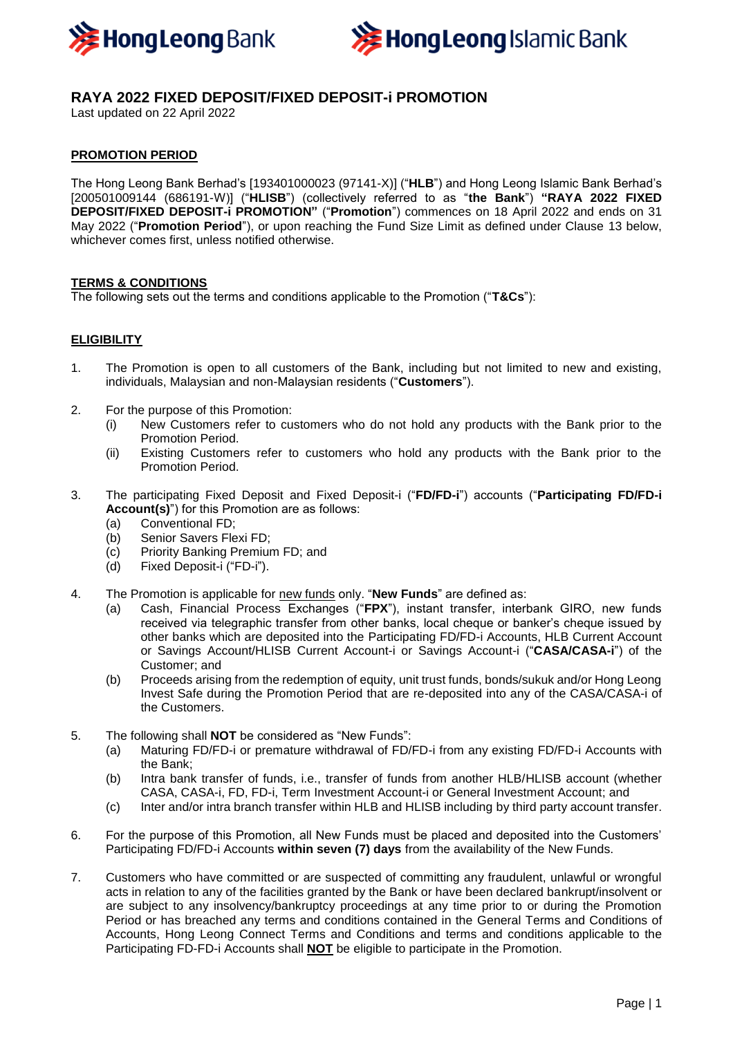# RAYA 2022 FIXED DEPOSIT/FIXED DEPOSIT-i PROMOTION

Last updated on 22 April 2022

## PROMOTION PERIOD

The Hong Leong Bank Berhad's [193401000023 (97141-X)] ("**HLB**") and Hong Leong Islamic Bank Berhad's [200501009144 (686191-W)] ("**HLISB**") (collectively referred to as "**the Bank**") **"RAYA 2022 FIXED DEPOSIT/FIXED DEPOSIT-i PROMOTION"** ("**Promotion**") commences on 18 April 2022 and ends on 31 May 2022 ("**Promotion Period**"), or upon reaching the Fund Size Limit as defined under Clause 13 below, whichever comes first, unless notified otherwise.

## TERMS & CONDITIONS

The following sets out the terms and conditions applicable to the Promotion ("**T&Cs**"):

## ELIGIBILITY

1. The Promotion is open to all customers of the Bank, including but not limited to new and existing, individuals, Malaysian and non-Malaysian residents ("**Customers**").

2. For the purpose of this Promotion:
   (i) New Customers refer to customers who do not hold any products with the Bank prior to the Promotion Period.
   (ii) Existing Customers refer to customers who hold any products with the Bank prior to the Promotion Period.

3. The participating Fixed Deposit and Fixed Deposit-i ("**FD/FD-i**") accounts ("**Participating FD/FD-i Account(s)**") for this Promotion are as follows:
   (a) Conventional FD;
   (b) Senior Savers Flexi FD;
   (c) Priority Banking Premium FD; and
   (d) Fixed Deposit-i ("FD-i").

4. The Promotion is applicable for new funds only. "**New Funds**" are defined as:
   (a) Cash, Financial Process Exchanges ("**FPX**"), instant transfer, interbank GIRO, new funds received via telegraphic transfer from other banks, local cheque or banker's cheque issued by other banks which are deposited into the Participating FD/FD-i Accounts, HLB Current Account or Savings Account/HLISB Current Account-i or Savings Account-i ("**CASA/CASA-i**") of the Customer; and
   (b) Proceeds arising from the redemption of equity, unit trust funds, bonds/sukuk and/or Hong Leong Invest Safe during the Promotion Period that are re-deposited into any of the CASA/CASA-i of the Customers.

5. The following shall **NOT** be considered as "New Funds":
   (a) Maturing FD/FD-i or premature withdrawal of FD/FD-i from any existing FD/FD-i Accounts with the Bank;
   (b) Intra bank transfer of funds, i.e., transfer of funds from another HLB/HLISB account (whether CASA, CASA-i, FD, FD-i, Term Investment Account-i or General Investment Account; and
   (c) Inter and/or intra branch transfer within HLB and HLISB including by third party account transfer.

6. For the purpose of this Promotion, all New Funds must be placed and deposited into the Customers' Participating FD/FD-i Accounts **within seven (7) days** from the availability of the New Funds.

7. Customers who have committed or are suspected of committing any fraudulent, unlawful or wrongful acts in relation to any of the facilities granted by the Bank or have been declared bankrupt/insolvent or are subject to any insolvency/bankruptcy proceedings at any time prior to or during the Promotion Period or has breached any terms and conditions contained in the General Terms and Conditions of Accounts, Hong Leong Connect Terms and Conditions and terms and conditions applicable to the Participating FD-FD-i Accounts shall **NOT** be eligible to participate in the Promotion.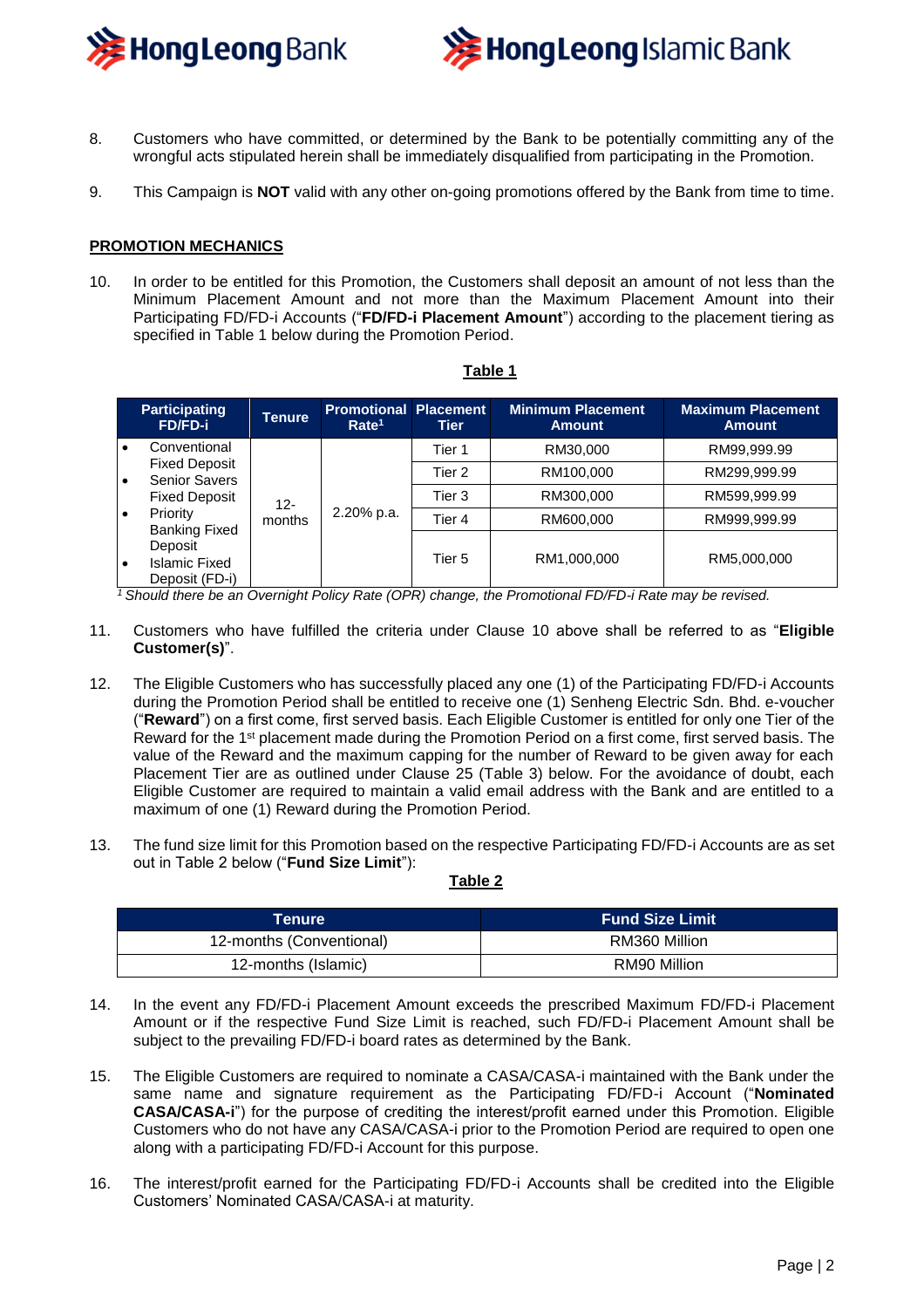8. Customers who have committed, or determined by the Bank to be potentially committing any of the wrongful acts stipulated herein shall be immediately disqualified from participating in the Promotion.

9. This Campaign is **NOT** valid with any other on-going promotions offered by the Bank from time to time.

## PROMOTION MECHANICS

10. In order to be entitled for this Promotion, the Customers shall deposit an amount of not less than the Minimum Placement Amount and not more than the Maximum Placement Amount into their Participating FD/FD-i Accounts ("**FD/FD-i Placement Amount**") according to the placement tiering as specified in Table 1 below during the Promotion Period.

**Table 1**

| Participating FD/FD-i | Tenure | Promotional Rate[1] | Placement Tier | Minimum Placement Amount | Maximum Placement Amount |
|---|---|---|---|---|---|
| • Conventional Fixed Deposit<br>• Senior Savers Fixed Deposit<br>• Priority Banking Fixed Deposit<br>• Islamic Fixed Deposit (FD-i) | 12-months | 2.20% p.a. | Tier 1 | RM30,000 | RM99,999.99 |
| | | | Tier 2 | RM100,000 | RM299,999.99 |
| | | | Tier 3 | RM300,000 | RM599,999.99 |
| | | | Tier 4 | RM600,000 | RM999,999.99 |
| | | | Tier 5 | RM1,000,000 | RM5,000,000 |

*[1] Should there be an Overnight Policy Rate (OPR) change, the Promotional FD/FD-i Rate may be revised.*

11. Customers who have fulfilled the criteria under Clause 10 above shall be referred to as "**Eligible Customer(s)**".

12. The Eligible Customers who has successfully placed any one (1) of the Participating FD/FD-i Accounts during the Promotion Period shall be entitled to receive one (1) Senheng Electric Sdn. Bhd. e-voucher ("**Reward**") on a first come, first served basis. Each Eligible Customer is entitled for only one Tier of the Reward for the 1st placement made during the Promotion Period on a first come, first served basis. The value of the Reward and the maximum capping for the number of Reward to be given away for each Placement Tier are as outlined under Clause 25 (Table 3) below. For the avoidance of doubt, each Eligible Customer are required to maintain a valid email address with the Bank and are entitled to a maximum of one (1) Reward during the Promotion Period.

13. The fund size limit for this Promotion based on the respective Participating FD/FD-i Accounts are as set out in Table 2 below ("**Fund Size Limit**"):

**Table 2**

| Tenure | Fund Size Limit |
|---|---|
| 12-months (Conventional) | RM360 Million |
| 12-months (Islamic) | RM90 Million |

14. In the event any FD/FD-i Placement Amount exceeds the prescribed Maximum FD/FD-i Placement Amount or if the respective Fund Size Limit is reached, such FD/FD-i Placement Amount shall be subject to the prevailing FD/FD-i board rates as determined by the Bank.

15. The Eligible Customers are required to nominate a CASA/CASA-i maintained with the Bank under the same name and signature requirement as the Participating FD/FD-i Account ("**Nominated CASA/CASA-i**") for the purpose of crediting the interest/profit earned under this Promotion. Eligible Customers who do not have any CASA/CASA-i prior to the Promotion Period are required to open one along with a participating FD/FD-i Account for this purpose.

16. The interest/profit earned for the Participating FD/FD-i Accounts shall be credited into the Eligible Customers' Nominated CASA/CASA-i at maturity.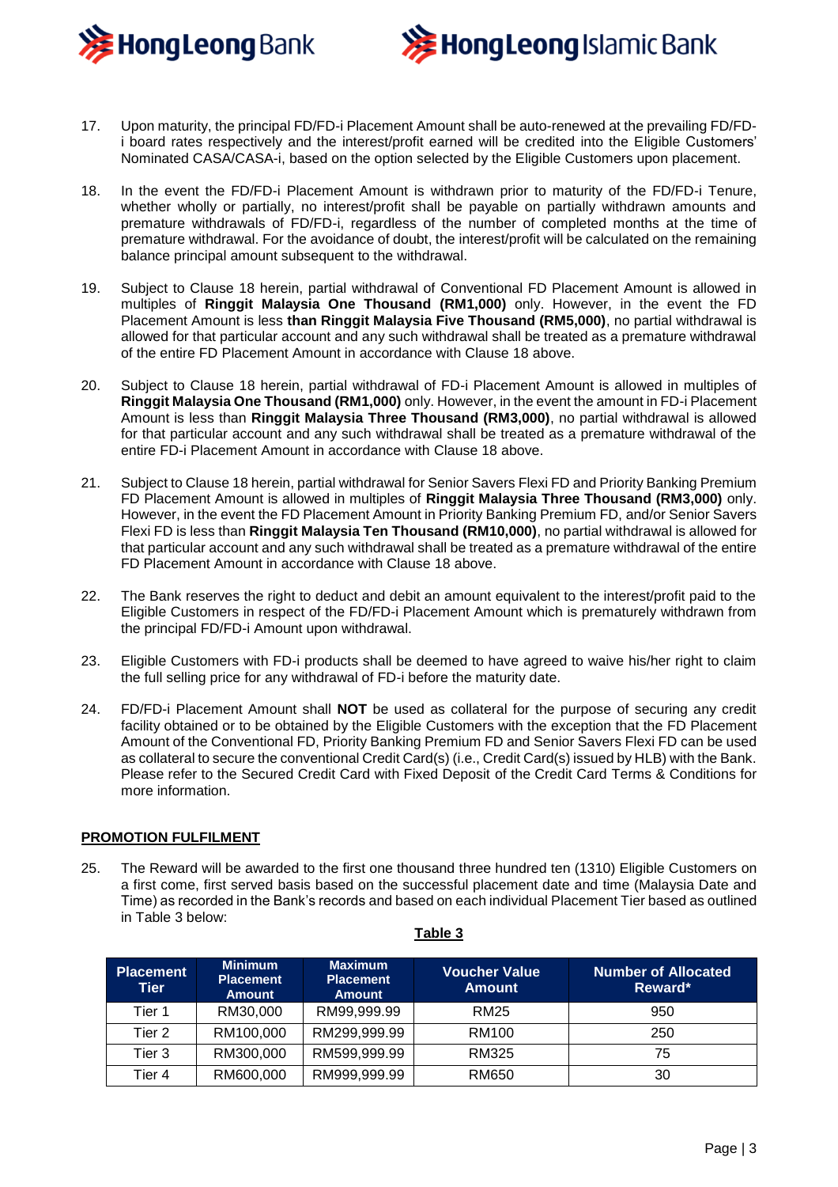17. Upon maturity, the principal FD/FD-i Placement Amount shall be auto-renewed at the prevailing FD/FD-i board rates respectively and the interest/profit earned will be credited into the Eligible Customers' Nominated CASA/CASA-i, based on the option selected by the Eligible Customers upon placement.

18. In the event the FD/FD-i Placement Amount is withdrawn prior to maturity of the FD/FD-i Tenure, whether wholly or partially, no interest/profit shall be payable on partially withdrawn amounts and premature withdrawals of FD/FD-i, regardless of the number of completed months at the time of premature withdrawal. For the avoidance of doubt, the interest/profit will be calculated on the remaining balance principal amount subsequent to the withdrawal.

19. Subject to Clause 18 herein, partial withdrawal of Conventional FD Placement Amount is allowed in multiples of **Ringgit Malaysia One Thousand (RM1,000)** only. However, in the event the FD Placement Amount is less **than Ringgit Malaysia Five Thousand (RM5,000)**, no partial withdrawal is allowed for that particular account and any such withdrawal shall be treated as a premature withdrawal of the entire FD Placement Amount in accordance with Clause 18 above.

20. Subject to Clause 18 herein, partial withdrawal of FD-i Placement Amount is allowed in multiples of **Ringgit Malaysia One Thousand (RM1,000)** only. However, in the event the amount in FD-i Placement Amount is less than **Ringgit Malaysia Three Thousand (RM3,000)**, no partial withdrawal is allowed for that particular account and any such withdrawal shall be treated as a premature withdrawal of the entire FD-i Placement Amount in accordance with Clause 18 above.

21. Subject to Clause 18 herein, partial withdrawal for Senior Savers Flexi FD and Priority Banking Premium FD Placement Amount is allowed in multiples of **Ringgit Malaysia Three Thousand (RM3,000)** only. However, in the event the FD Placement Amount in Priority Banking Premium FD, and/or Senior Savers Flexi FD is less than **Ringgit Malaysia Ten Thousand (RM10,000)**, no partial withdrawal is allowed for that particular account and any such withdrawal shall be treated as a premature withdrawal of the entire FD Placement Amount in accordance with Clause 18 above.

22. The Bank reserves the right to deduct and debit an amount equivalent to the interest/profit paid to the Eligible Customers in respect of the FD/FD-i Placement Amount which is prematurely withdrawn from the principal FD/FD-i Amount upon withdrawal.

23. Eligible Customers with FD-i products shall be deemed to have agreed to waive his/her right to claim the full selling price for any withdrawal of FD-i before the maturity date.

24. FD/FD-i Placement Amount shall **NOT** be used as collateral for the purpose of securing any credit facility obtained or to be obtained by the Eligible Customers with the exception that the FD Placement Amount of the Conventional FD, Priority Banking Premium FD and Senior Savers Flexi FD can be used as collateral to secure the conventional Credit Card(s) (i.e., Credit Card(s) issued by HLB) with the Bank. Please refer to the Secured Credit Card with Fixed Deposit of the Credit Card Terms & Conditions for more information.

## PROMOTION FULFILMENT

25. The Reward will be awarded to the first one thousand three hundred ten (1310) Eligible Customers on a first come, first served basis based on the successful placement date and time (Malaysia Date and Time) as recorded in the Bank's records and based on each individual Placement Tier based as outlined in Table 3 below:

**Table 3**

| Placement Tier | Minimum Placement Amount | Maximum Placement Amount | Voucher Value Amount | Number of Allocated Reward* |
|---|---|---|---|---|
| Tier 1 | RM30,000 | RM99,999.99 | RM25 | 950 |
| Tier 2 | RM100,000 | RM299,999.99 | RM100 | 250 |
| Tier 3 | RM300,000 | RM599,999.99 | RM325 | 75 |
| Tier 4 | RM600,000 | RM999,999.99 | RM650 | 30 |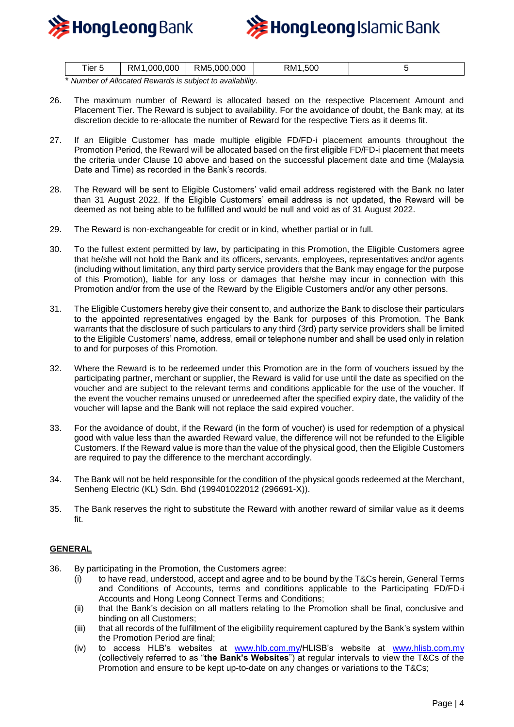| Tier 5 | RM1,000,000 | RM5,000,000 | RM1,500 | 5 |
|---|---|---|---|---|

*\* Number of Allocated Rewards is subject to availability.*

26. The maximum number of Reward is allocated based on the respective Placement Amount and Placement Tier. The Reward is subject to availability. For the avoidance of doubt, the Bank may, at its discretion decide to re-allocate the number of Reward for the respective Tiers as it deems fit.

27. If an Eligible Customer has made multiple eligible FD/FD-i placement amounts throughout the Promotion Period, the Reward will be allocated based on the first eligible FD/FD-i placement that meets the criteria under Clause 10 above and based on the successful placement date and time (Malaysia Date and Time) as recorded in the Bank's records.

28. The Reward will be sent to Eligible Customers' valid email address registered with the Bank no later than 31 August 2022. If the Eligible Customers' email address is not updated, the Reward will be deemed as not being able to be fulfilled and would be null and void as of 31 August 2022.

29. The Reward is non-exchangeable for credit or in kind, whether partial or in full.

30. To the fullest extent permitted by law, by participating in this Promotion, the Eligible Customers agree that he/she will not hold the Bank and its officers, servants, employees, representatives and/or agents (including without limitation, any third party service providers that the Bank may engage for the purpose of this Promotion), liable for any loss or damages that he/she may incur in connection with this Promotion and/or from the use of the Reward by the Eligible Customers and/or any other persons.

31. The Eligible Customers hereby give their consent to, and authorize the Bank to disclose their particulars to the appointed representatives engaged by the Bank for purposes of this Promotion. The Bank warrants that the disclosure of such particulars to any third (3rd) party service providers shall be limited to the Eligible Customers' name, address, email or telephone number and shall be used only in relation to and for purposes of this Promotion.

32. Where the Reward is to be redeemed under this Promotion are in the form of vouchers issued by the participating partner, merchant or supplier, the Reward is valid for use until the date as specified on the voucher and are subject to the relevant terms and conditions applicable for the use of the voucher. If the event the voucher remains unused or unredeemed after the specified expiry date, the validity of the voucher will lapse and the Bank will not replace the said expired voucher.

33. For the avoidance of doubt, if the Reward (in the form of voucher) is used for redemption of a physical good with value less than the awarded Reward value, the difference will not be refunded to the Eligible Customers. If the Reward value is more than the value of the physical good, then the Eligible Customers are required to pay the difference to the merchant accordingly.

34. The Bank will not be held responsible for the condition of the physical goods redeemed at the Merchant, Senheng Electric (KL) Sdn. Bhd (199401022012 (296691-X)).

35. The Bank reserves the right to substitute the Reward with another reward of similar value as it deems fit.

## GENERAL

36. By participating in the Promotion, the Customers agree:
    (i) to have read, understood, accept and agree and to be bound by the T&Cs herein, General Terms and Conditions of Accounts, terms and conditions applicable to the Participating FD/FD-i Accounts and Hong Leong Connect Terms and Conditions;
    (ii) that the Bank's decision on all matters relating to the Promotion shall be final, conclusive and binding on all Customers;
    (iii) that all records of the fulfillment of the eligibility requirement captured by the Bank's system within the Promotion Period are final;
    (iv) to access HLB's websites at www.hlb.com.my/HLISB's website at www.hlisb.com.my (collectively referred to as "**the Bank's Websites**") at regular intervals to view the T&Cs of the Promotion and ensure to be kept up-to-date on any changes or variations to the T&Cs;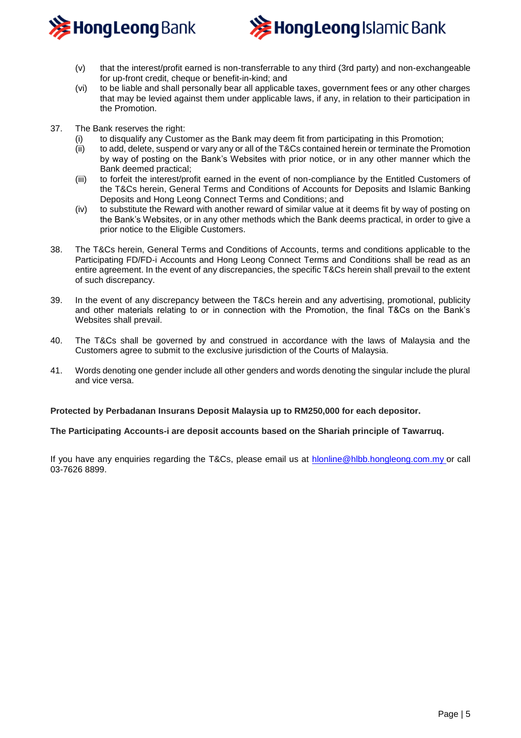(v) that the interest/profit earned is non-transferrable to any third (3rd party) and non-exchangeable for up-front credit, cheque or benefit-in-kind; and

(vi) to be liable and shall personally bear all applicable taxes, government fees or any other charges that may be levied against them under applicable laws, if any, in relation to their participation in the Promotion.

37. The Bank reserves the right:
    (i) to disqualify any Customer as the Bank may deem fit from participating in this Promotion;
    (ii) to add, delete, suspend or vary any or all of the T&Cs contained herein or terminate the Promotion by way of posting on the Bank's Websites with prior notice, or in any other manner which the Bank deemed practical;
    (iii) to forfeit the interest/profit earned in the event of non-compliance by the Entitled Customers of the T&Cs herein, General Terms and Conditions of Accounts for Deposits and Islamic Banking Deposits and Hong Leong Connect Terms and Conditions; and
    (iv) to substitute the Reward with another reward of similar value at it deems fit by way of posting on the Bank's Websites, or in any other methods which the Bank deems practical, in order to give a prior notice to the Eligible Customers.

38. The T&Cs herein, General Terms and Conditions of Accounts, terms and conditions applicable to the Participating FD/FD-i Accounts and Hong Leong Connect Terms and Conditions shall be read as an entire agreement. In the event of any discrepancies, the specific T&Cs herein shall prevail to the extent of such discrepancy.

39. In the event of any discrepancy between the T&Cs herein and any advertising, promotional, publicity and other materials relating to or in connection with the Promotion, the final T&Cs on the Bank's Websites shall prevail.

40. The T&Cs shall be governed by and construed in accordance with the laws of Malaysia and the Customers agree to submit to the exclusive jurisdiction of the Courts of Malaysia.

41. Words denoting one gender include all other genders and words denoting the singular include the plural and vice versa.

**Protected by Perbadanan Insurans Deposit Malaysia up to RM250,000 for each depositor.**

**The Participating Accounts-i are deposit accounts based on the Shariah principle of Tawarruq.**

If you have any enquiries regarding the T&Cs, please email us at hlonline@hlbb.hongleong.com.my or call 03-7626 8899.